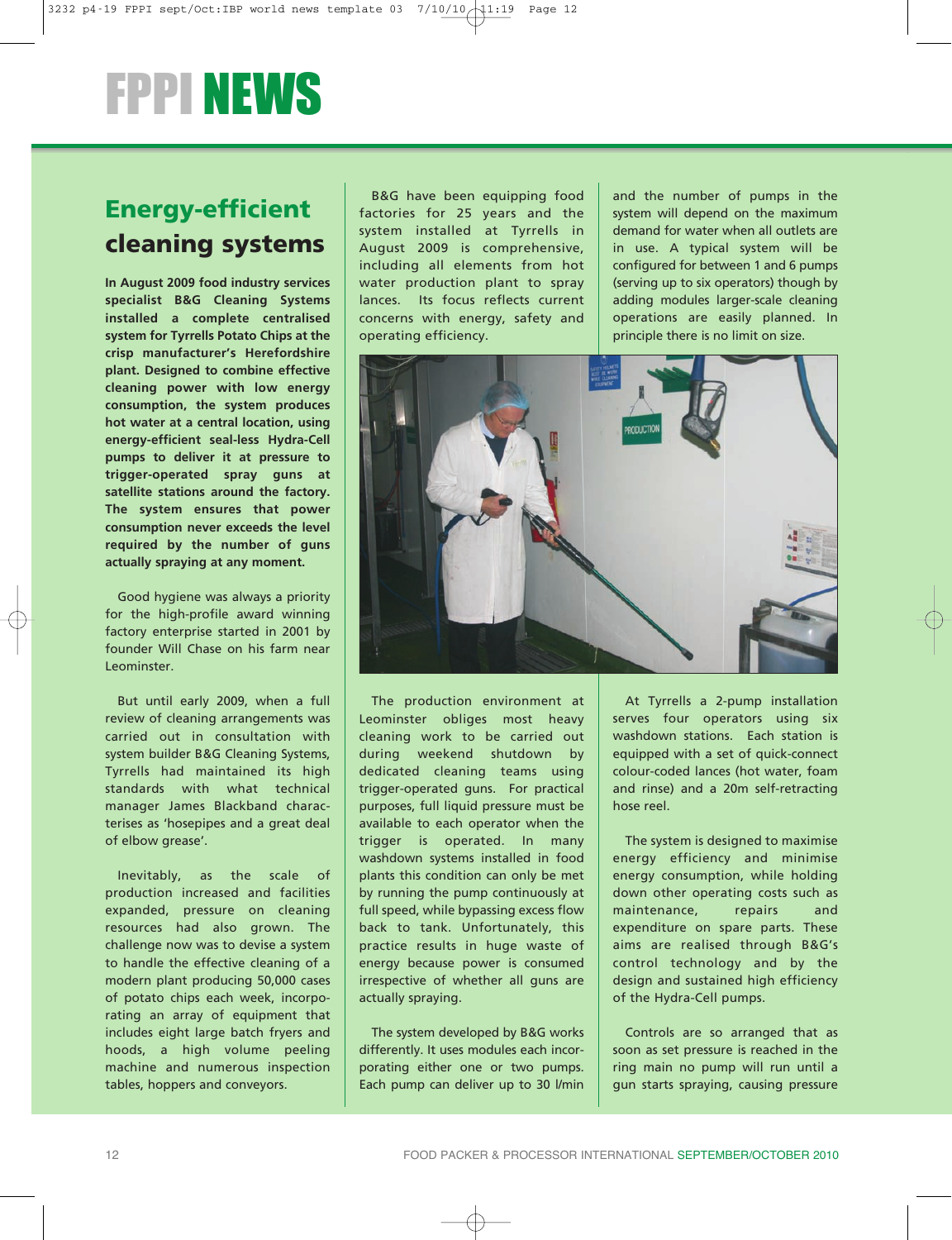# FPPI NEWS

## Energy-efficient cleaning systems

**In August 2009 food industry services specialist B&G Cleaning Systems installed a complete centralised system for Tyrrells Potato Chips at the crisp manufacturer's Herefordshire plant. Designed to combine effective cleaning power with low energy consumption, the system produces hot water at a central location, using energy-efficient seal-less Hydra-Cell pumps to deliver it at pressure to trigger-operated spray guns at satellite stations around the factory. The system ensures that power consumption never exceeds the level required by the number of guns actually spraying at any moment.**

Good hygiene was always a priority for the high-profile award winning factory enterprise started in 2001 by founder Will Chase on his farm near Leominster.

But until early 2009, when a full review of cleaning arrangements was carried out in consultation with system builder B&G Cleaning Systems, Tyrrells had maintained its high standards with what technical manager James Blackband characterises as 'hosepipes and a great deal of elbow grease'.

Inevitably, as the scale of production increased and facilities expanded, pressure on cleaning resources had also grown. The challenge now was to devise a system to handle the effective cleaning of a modern plant producing 50,000 cases of potato chips each week, incorporating an array of equipment that includes eight large batch fryers and hoods, a high volume peeling machine and numerous inspection tables, hoppers and conveyors.

B&G have been equipping food factories for 25 years and the system installed at Tyrrells in August 2009 is comprehensive, including all elements from hot water production plant to spray lances. Its focus reflects current concerns with energy, safety and operating efficiency.

The production environment at Leominster obliges most heavy cleaning work to be carried out during weekend shutdown by dedicated cleaning teams using trigger-operated guns. For practical purposes, full liquid pressure must be available to each operator when the trigger is operated. In many washdown systems installed in food plants this condition can only be met by running the pump continuously at full speed, while bypassing excess flow back to tank. Unfortunately, this practice results in huge waste of energy because power is consumed irrespective of whether all guns are actually spraying.

The system developed by B&G works differently. It uses modules each incorporating either one or two pumps. Each pump can deliver up to 30 l/min and the number of pumps in the system will depend on the maximum demand for water when all outlets are in use. A typical system will be configured for between 1 and 6 pumps (serving up to six operators) though by adding modules larger-scale cleaning operations are easily planned. In principle there is no limit on size.

At Tyrrells a 2-pump installation serves four operators using six washdown stations. Each station is equipped with a set of quick-connect colour-coded lances (hot water, foam and rinse) and a 20m self-retracting hose reel.

The system is designed to maximise energy efficiency and minimise energy consumption, while holding down other operating costs such as maintenance, repairs and expenditure on spare parts. These aims are realised through B&G's control technology and by the design and sustained high efficiency of the Hydra-Cell pumps.

Controls are so arranged that as soon as set pressure is reached in the ring main no pump will run until a gun starts spraying, causing pressure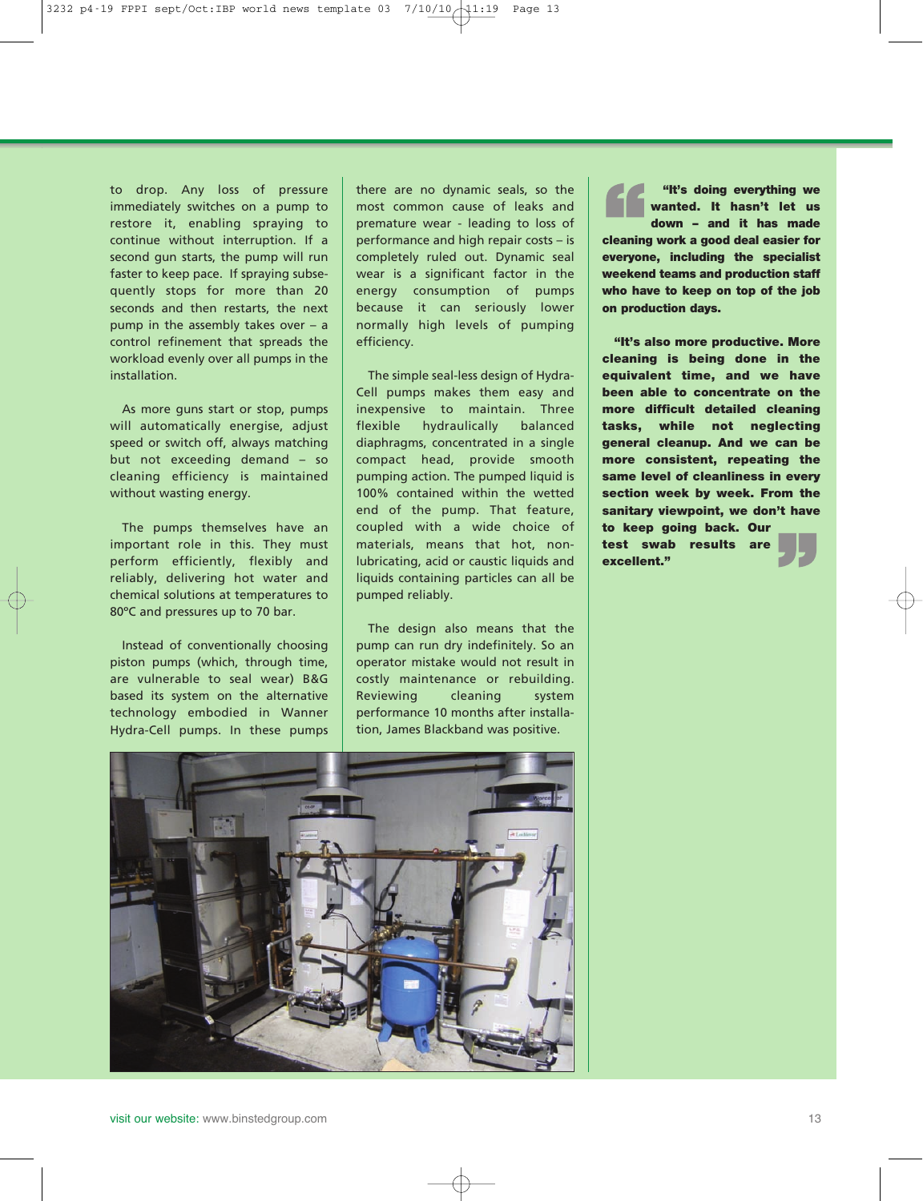to drop. Any loss of pressure immediately switches on a pump to restore it, enabling spraying to continue without interruption. If a second gun starts, the pump will run faster to keep pace. If spraying subsequently stops for more than 20 seconds and then restarts, the next pump in the assembly takes over – a control refinement that spreads the workload evenly over all pumps in the installation.

As more guns start or stop, pumps will automatically energise, adjust speed or switch off, always matching but not exceeding demand – so cleaning efficiency is maintained without wasting energy.

The pumps themselves have an important role in this. They must perform efficiently, flexibly and reliably, delivering hot water and chemical solutions at temperatures to 80ºC and pressures up to 70 bar.

Instead of conventionally choosing piston pumps (which, through time, are vulnerable to seal wear) B&G based its system on the alternative technology embodied in Wanner Hydra-Cell pumps. In these pumps there are no dynamic seals, so the most common cause of leaks and premature wear - leading to loss of performance and high repair costs – is completely ruled out. Dynamic seal wear is a significant factor in the energy consumption of pumps because it can seriously lower normally high levels of pumping efficiency.

The simple seal-less design of Hydra-Cell pumps makes them easy and inexpensive to maintain. Three flexible hydraulically balanced diaphragms, concentrated in a single compact head, provide smooth pumping action. The pumped liquid is 100% contained within the wetted end of the pump. That feature, coupled with a wide choice of materials, means that hot, non-lubricating, acid or caustic liquids and liquids containing particles can all be pumped reliably.

The design also means that the pump can run dry indefinitely. So an operator mistake would not result in costly maintenance or rebuilding. Reviewing cleaning system performance 10 months after installation, James Blackband was positive.

**"It's doing everything we wanted. It hasn't let us down – and it has made cleaning work a good deal easier for everyone, including the specialist weekend teams and production staff who have to keep on top of the job on production days.**

**"It's also more productive. More cleaning is being done in the equivalent time, and we have been able to concentrate on the more difficult detailed cleaning tasks, while not neglecting general cleanup. And we can be more consistent, repeating the same level of cleanliness in every section week by week. From the sanitary viewpoint, we don't have to keep going back. Our test swab results are excellent."**

visit our website: www.binstedgroup.com